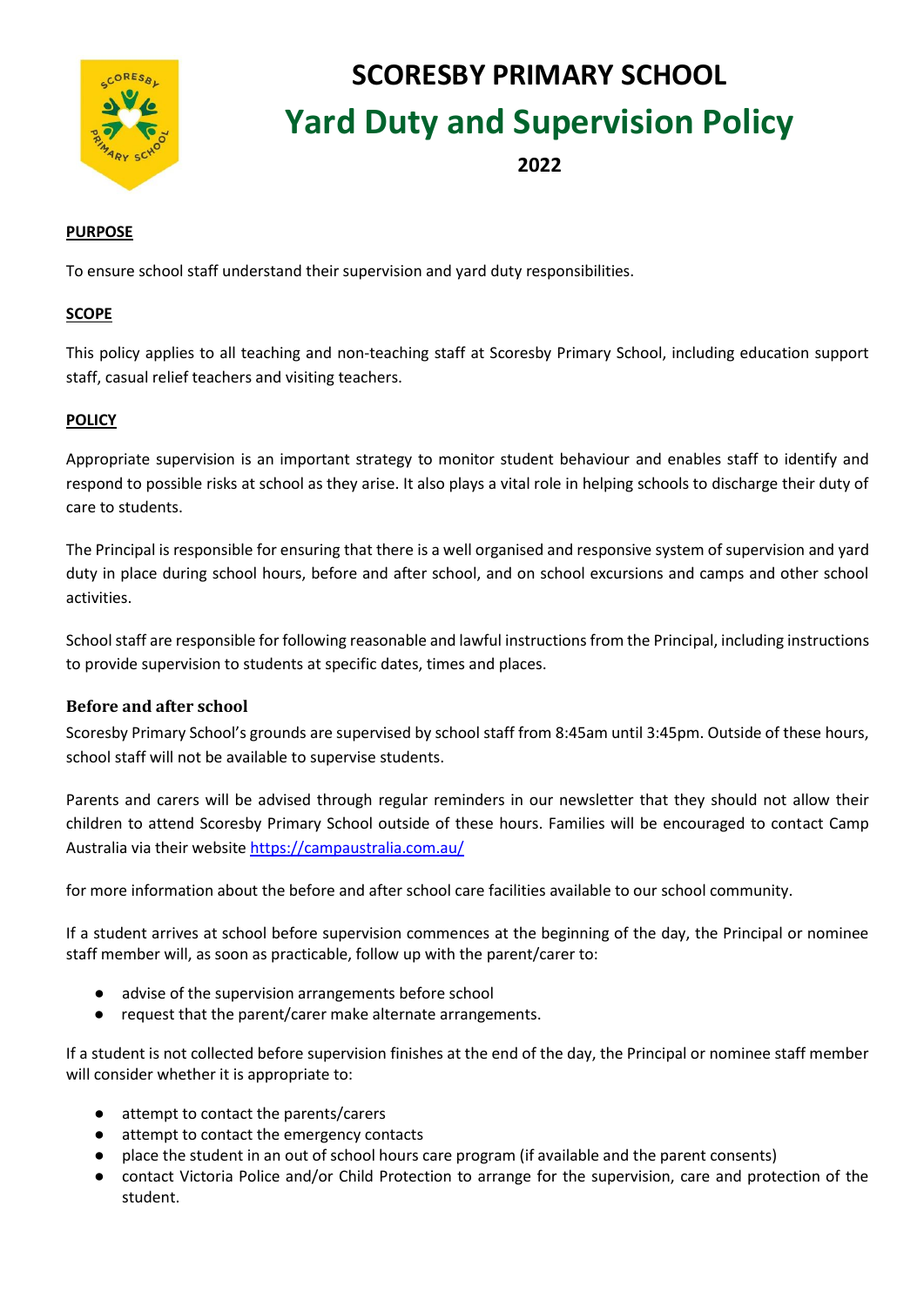# SCORESBY PRIMARY SCHOOL

## Yard Duty and Supervision Policy

**2022**

### PURPOSE

To ensure school staff understand their supervision and yard duty responsibilities.

### SCOPE

This policy applies to all teaching and non-teaching staff at Scoresby Primary School, including education support staff, casual relief teachers and visiting teachers.

### POLICY

Appropriate supervision is an important strategy to monitor student behaviour and enables staff to identify and respond to possible risks at school as they arise. It also plays a vital role in helping schools to discharge their duty of care to students.

The Principal is responsible for ensuring that there is a well organised and responsive system of supervision and yard duty in place during school hours, before and after school, and on school excursions and camps and other school activities.

School staff are responsible for following reasonable and lawful instructions from the Principal, including instructions to provide supervision to students at specific dates, times and places.

#### Before and after school

Scoresby Primary School's grounds are supervised by school staff from 8:45am until 3:45pm. Outside of these hours, school staff will not be available to supervise students.

Parents and carers will be advised through regular reminders in our newsletter that they should not allow their children to attend Scoresby Primary School outside of these hours. Families will be encouraged to contact Camp Australia via their website https://campaustralia.com.au/

for more information about the before and after school care facilities available to our school community.

If a student arrives at school before supervision commences at the beginning of the day, the Principal or nominee staff member will, as soon as practicable, follow up with the parent/carer to:

- advise of the supervision arrangements before school
- request that the parent/carer make alternate arrangements.

If a student is not collected before supervision finishes at the end of the day, the Principal or nominee staff member will consider whether it is appropriate to:

- attempt to contact the parents/carers
- attempt to contact the emergency contacts
- place the student in an out of school hours care program (if available and the parent consents)
- contact Victoria Police and/or Child Protection to arrange for the supervision, care and protection of the student.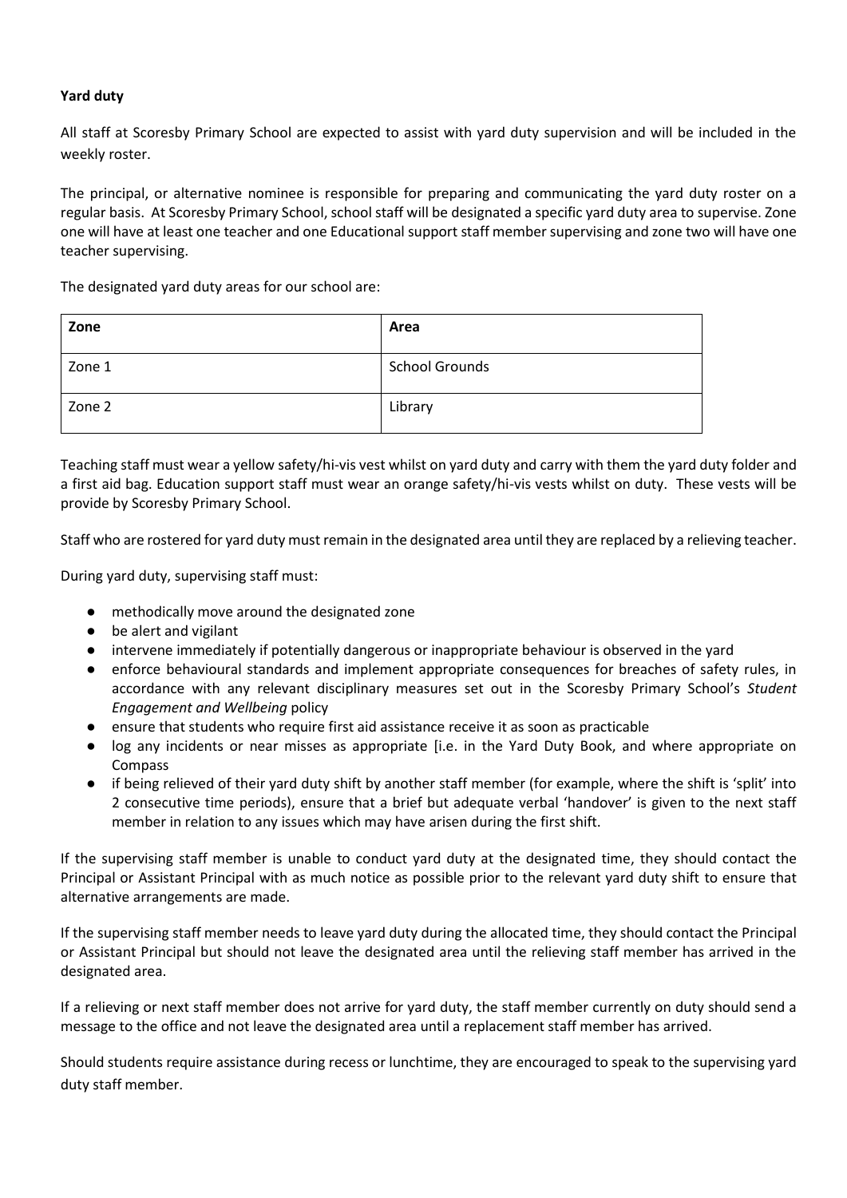**Yard duty**

All staff at Scoresby Primary School are expected to assist with yard duty supervision and will be included in the weekly roster.

The principal, or alternative nominee is responsible for preparing and communicating the yard duty roster on a regular basis. At Scoresby Primary School, school staff will be designated a specific yard duty area to supervise. Zone one will have at least one teacher and one Educational support staff member supervising and zone two will have one teacher supervising.

The designated yard duty areas for our school are:

| Zone | Area |
|---|---|
| Zone 1 | School Grounds |
| Zone 2 | Library |

Teaching staff must wear a yellow safety/hi-vis vest whilst on yard duty and carry with them the yard duty folder and a first aid bag. Education support staff must wear an orange safety/hi-vis vests whilst on duty. These vests will be provide by Scoresby Primary School.

Staff who are rostered for yard duty must remain in the designated area until they are replaced by a relieving teacher.

During yard duty, supervising staff must:

- methodically move around the designated zone
- be alert and vigilant
- intervene immediately if potentially dangerous or inappropriate behaviour is observed in the yard
- enforce behavioural standards and implement appropriate consequences for breaches of safety rules, in accordance with any relevant disciplinary measures set out in the Scoresby Primary School's *Student Engagement and Wellbeing* policy
- ensure that students who require first aid assistance receive it as soon as practicable
- log any incidents or near misses as appropriate [i.e. in the Yard Duty Book, and where appropriate on Compass
- if being relieved of their yard duty shift by another staff member (for example, where the shift is 'split' into 2 consecutive time periods), ensure that a brief but adequate verbal 'handover' is given to the next staff member in relation to any issues which may have arisen during the first shift.

If the supervising staff member is unable to conduct yard duty at the designated time, they should contact the Principal or Assistant Principal with as much notice as possible prior to the relevant yard duty shift to ensure that alternative arrangements are made.

If the supervising staff member needs to leave yard duty during the allocated time, they should contact the Principal or Assistant Principal but should not leave the designated area until the relieving staff member has arrived in the designated area.

If a relieving or next staff member does not arrive for yard duty, the staff member currently on duty should send a message to the office and not leave the designated area until a replacement staff member has arrived.

Should students require assistance during recess or lunchtime, they are encouraged to speak to the supervising yard duty staff member.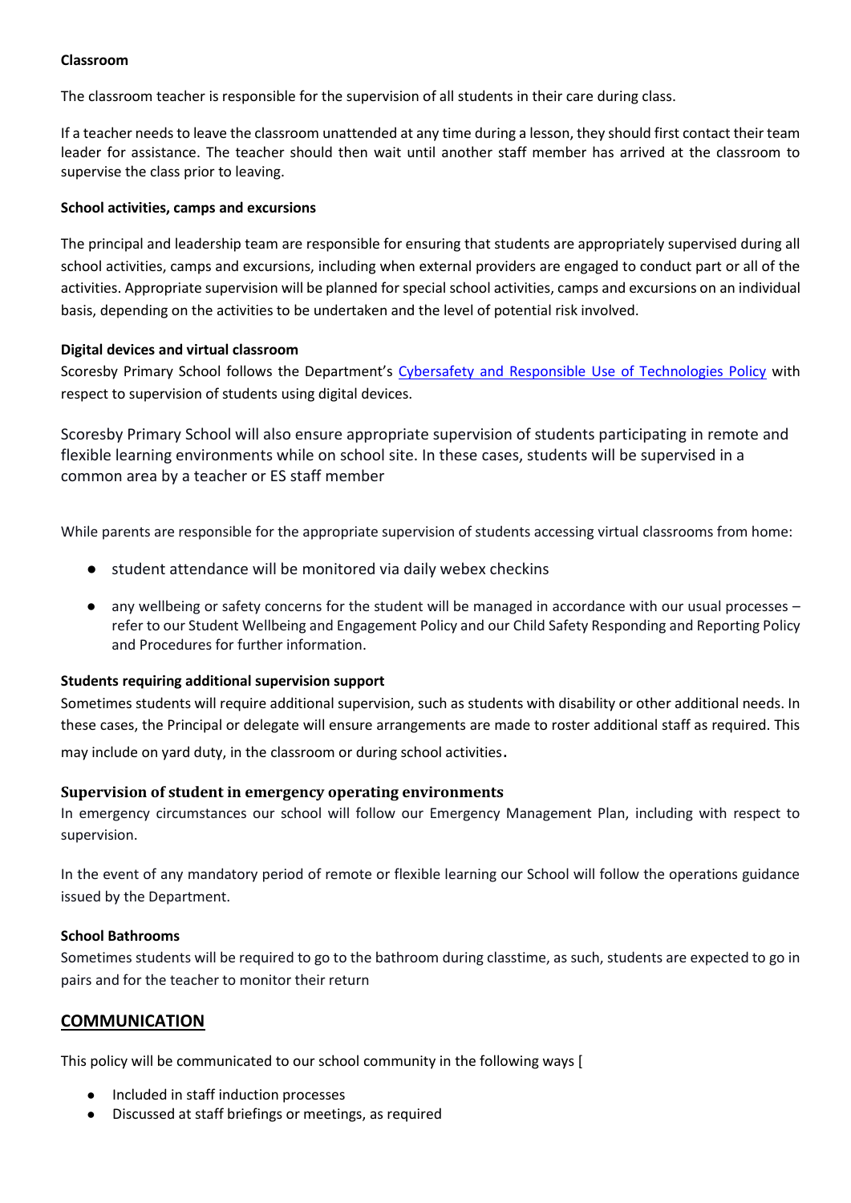**Classroom**

The classroom teacher is responsible for the supervision of all students in their care during class.

If a teacher needs to leave the classroom unattended at any time during a lesson, they should first contact their team leader for assistance. The teacher should then wait until another staff member has arrived at the classroom to supervise the class prior to leaving.

**School activities, camps and excursions**

The principal and leadership team are responsible for ensuring that students are appropriately supervised during all school activities, camps and excursions, including when external providers are engaged to conduct part or all of the activities. Appropriate supervision will be planned for special school activities, camps and excursions on an individual basis, depending on the activities to be undertaken and the level of potential risk involved.

**Digital devices and virtual classroom**

Scoresby Primary School follows the Department's [Cybersafety and Responsible Use of Technologies Policy] with respect to supervision of students using digital devices.

Scoresby Primary School will also ensure appropriate supervision of students participating in remote and flexible learning environments while on school site. In these cases, students will be supervised in a common area by a teacher or ES staff member

While parents are responsible for the appropriate supervision of students accessing virtual classrooms from home:

- student attendance will be monitored via daily webex checkins
- any wellbeing or safety concerns for the student will be managed in accordance with our usual processes – refer to our Student Wellbeing and Engagement Policy and our Child Safety Responding and Reporting Policy and Procedures for further information.

**Students requiring additional supervision support**

Sometimes students will require additional supervision, such as students with disability or other additional needs. In these cases, the Principal or delegate will ensure arrangements are made to roster additional staff as required. This may include on yard duty, in the classroom or during school activities.

**Supervision of student in emergency operating environments**

In emergency circumstances our school will follow our Emergency Management Plan, including with respect to supervision.

In the event of any mandatory period of remote or flexible learning our School will follow the operations guidance issued by the Department.

**School Bathrooms**

Sometimes students will be required to go to the bathroom during classtime, as such, students are expected to go in pairs and for the teacher to monitor their return

## COMMUNICATION

This policy will be communicated to our school community in the following ways [

- Included in staff induction processes
- Discussed at staff briefings or meetings, as required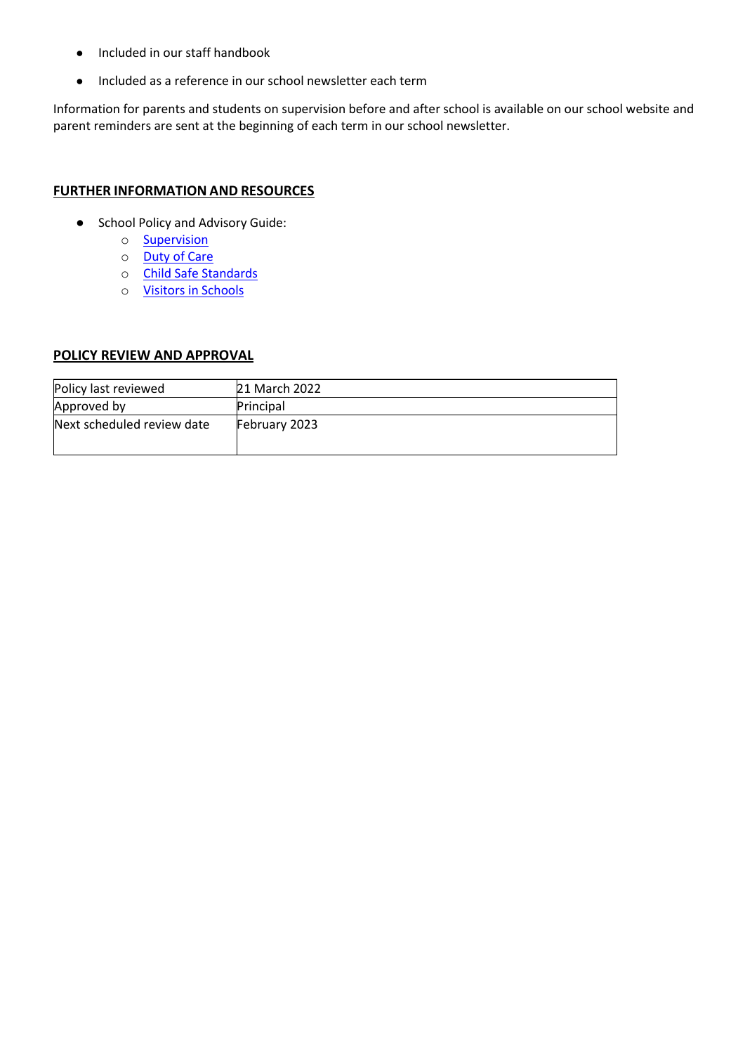- Included in our staff handbook
- Included as a reference in our school newsletter each term

Information for parents and students on supervision before and after school is available on our school website and parent reminders are sent at the beginning of each term in our school newsletter.

## FURTHER INFORMATION AND RESOURCES

- School Policy and Advisory Guide:
  - Supervision
  - Duty of Care
  - Child Safe Standards
  - Visitors in Schools

## POLICY REVIEW AND APPROVAL

| | |
|---|---|
| Policy last reviewed | 21 March 2022 |
| Approved by | Principal |
| Next scheduled review date | February 2023 |